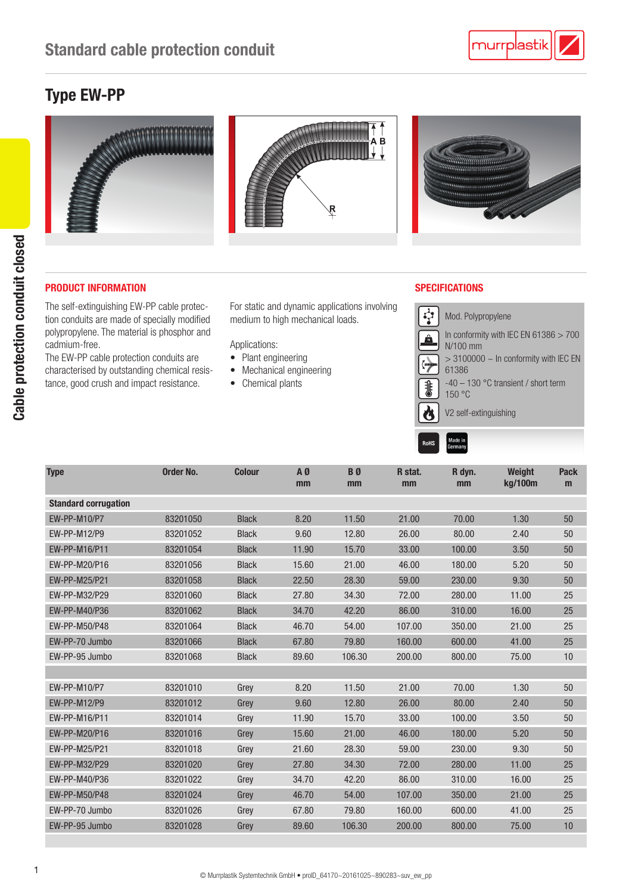# Standard cable protection conduit

## Type EW-PP

### PRODUCT INFORMATION

The self-extinguishing EW-PP cable protection conduits are made of specially modified polypropylene. The material is phosphor and cadmium-free.
The EW-PP cable protection conduits are characterised by outstanding chemical resistance, good crush and impact resistance.

For static and dynamic applications involving medium to high mechanical loads.

Applications:

- Plant engineering
- Mechanical engineering
- Chemical plants

### SPECIFICATIONS

- Mod. Polypropylene
- In conformity with IEC EN 61386 > 700 N/100 mm
- > 3100000 ~ In conformity with IEC EN 61386
- -40 – 130 °C transient / short term 150 °C
- V2 self-extinguishing

RoHS — Made in Germany

| Type | Order No. | Colour | A Ø mm | B Ø mm | R stat. mm | R dyn. mm | Weight kg/100m | Pack m |
|---|---|---|---|---|---|---|---|---|
| **Standard corrugation** | | | | | | | | |
| EW-PP-M10/P7 | 83201050 | Black | 8.20 | 11.50 | 21.00 | 70.00 | 1.30 | 50 |
| EW-PP-M12/P9 | 83201052 | Black | 9.60 | 12.80 | 26.00 | 80.00 | 2.40 | 50 |
| EW-PP-M16/P11 | 83201054 | Black | 11.90 | 15.70 | 33.00 | 100.00 | 3.50 | 50 |
| EW-PP-M20/P16 | 83201056 | Black | 15.60 | 21.00 | 46.00 | 180.00 | 5.20 | 50 |
| EW-PP-M25/P21 | 83201058 | Black | 22.50 | 28.30 | 59.00 | 230.00 | 9.30 | 50 |
| EW-PP-M32/P29 | 83201060 | Black | 27.80 | 34.30 | 72.00 | 280.00 | 11.00 | 25 |
| EW-PP-M40/P36 | 83201062 | Black | 34.70 | 42.20 | 86.00 | 310.00 | 16.00 | 25 |
| EW-PP-M50/P48 | 83201064 | Black | 46.70 | 54.00 | 107.00 | 350.00 | 21.00 | 25 |
| EW-PP-70 Jumbo | 83201066 | Black | 67.80 | 79.80 | 160.00 | 600.00 | 41.00 | 25 |
| EW-PP-95 Jumbo | 83201068 | Black | 89.60 | 106.30 | 200.00 | 800.00 | 75.00 | 10 |
| | | | | | | | | |
| EW-PP-M10/P7 | 83201010 | Grey | 8.20 | 11.50 | 21.00 | 70.00 | 1.30 | 50 |
| EW-PP-M12/P9 | 83201012 | Grey | 9.60 | 12.80 | 26.00 | 80.00 | 2.40 | 50 |
| EW-PP-M16/P11 | 83201014 | Grey | 11.90 | 15.70 | 33.00 | 100.00 | 3.50 | 50 |
| EW-PP-M20/P16 | 83201016 | Grey | 15.60 | 21.00 | 46.00 | 180.00 | 5.20 | 50 |
| EW-PP-M25/P21 | 83201018 | Grey | 21.60 | 28.30 | 59.00 | 230.00 | 9.30 | 50 |
| EW-PP-M32/P29 | 83201020 | Grey | 27.80 | 34.30 | 72.00 | 280.00 | 11.00 | 25 |
| EW-PP-M40/P36 | 83201022 | Grey | 34.70 | 42.20 | 86.00 | 310.00 | 16.00 | 25 |
| EW-PP-M50/P48 | 83201024 | Grey | 46.70 | 54.00 | 107.00 | 350.00 | 21.00 | 25 |
| EW-PP-70 Jumbo | 83201026 | Grey | 67.80 | 79.80 | 160.00 | 600.00 | 41.00 | 25 |
| EW-PP-95 Jumbo | 83201028 | Grey | 89.60 | 106.30 | 200.00 | 800.00 | 75.00 | 10 |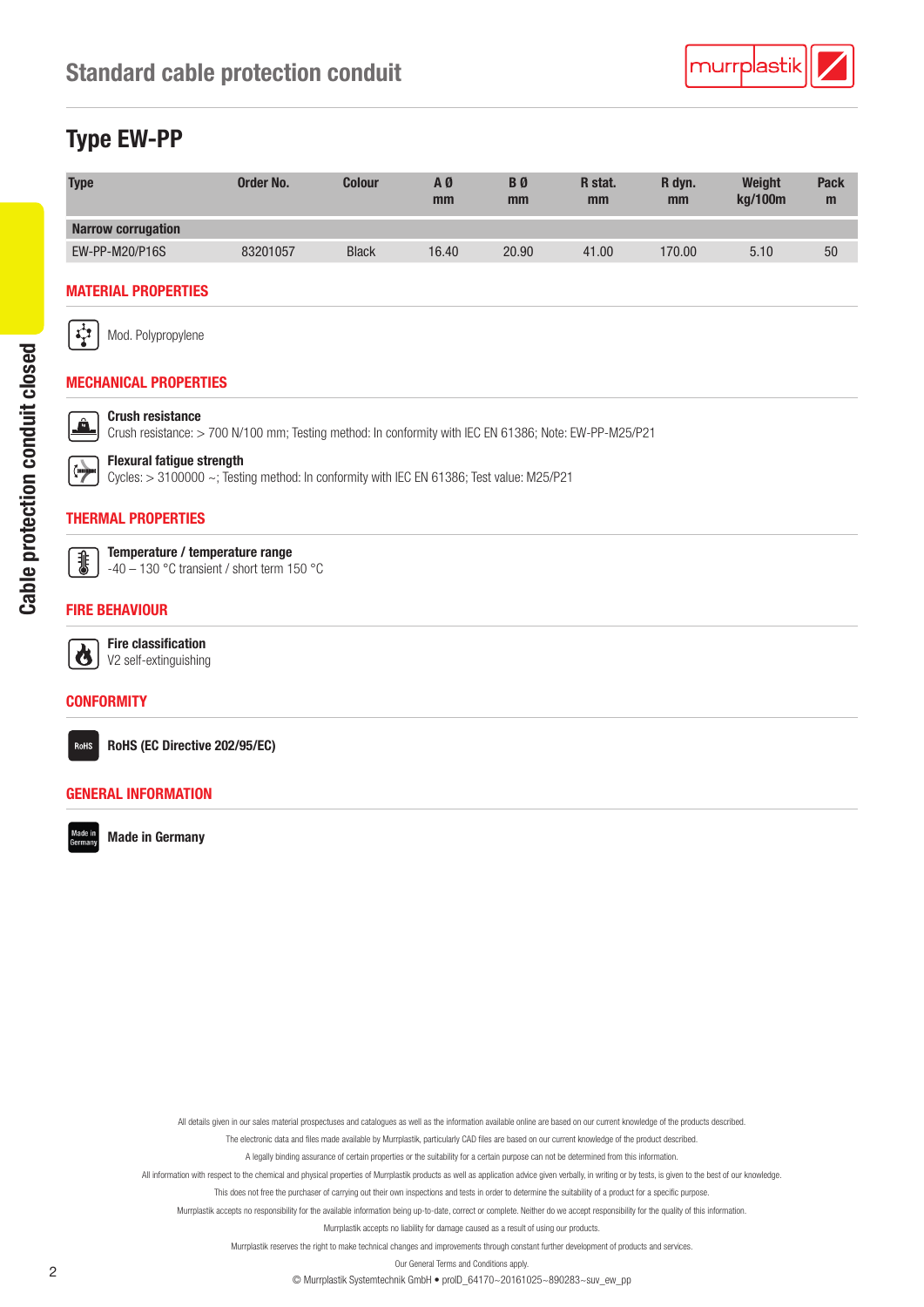# Standard cable protection conduit

## Type EW-PP

| Type | Order No. | Colour | A Ø mm | B Ø mm | R stat. mm | R dyn. mm | Weight kg/100m | Pack m |
|---|---|---|---|---|---|---|---|---|
| **Narrow corrugation** | | | | | | | | |
| EW-PP-M20/P16S | 83201057 | Black | 16.40 | 20.90 | 41.00 | 170.00 | 5.10 | 50 |

### MATERIAL PROPERTIES

Mod. Polypropylene

### MECHANICAL PROPERTIES

**Crush resistance**
Crush resistance: > 700 N/100 mm; Testing method: In conformity with IEC EN 61386; Note: EW-PP-M25/P21

**Flexural fatigue strength**
Cycles: > 3100000 ~; Testing method: In conformity with IEC EN 61386; Test value: M25/P21

### THERMAL PROPERTIES

**Temperature / temperature range**
-40 – 130 °C transient / short term 150 °C

### FIRE BEHAVIOUR

**Fire classification**
V2 self-extinguishing

### CONFORMITY

**RoHS (EC Directive 202/95/EC)**

### GENERAL INFORMATION

**Made in Germany**

All details given in our sales material prospectuses and catalogues as well as the information available online are based on our current knowledge of the products described.
The electronic data and files made available by Murrplastik, particularly CAD files are based on our current knowledge of the product described.
A legally binding assurance of certain properties or the suitability for a certain purpose can not be determined from this information.
All information with respect to the chemical and physical properties of Murrplastik products as well as application advice given verbally, in writing or by tests, is given to the best of our knowledge.
This does not free the purchaser of carrying out their own inspections and tests in order to determine the suitability of a product for a specific purpose.
Murrplastik accepts no responsibility for the available information being up-to-date, correct or complete. Neither do we accept responsibility for the quality of this information.
Murrplastik accepts no liability for damage caused as a result of using our products.
Murrplastik reserves the right to make technical changes and improvements through constant further development of products and services.
Our General Terms and Conditions apply.

© Murrplastik Systemtechnik GmbH • prolD_64170~20161025~890283~suv_ew_pp